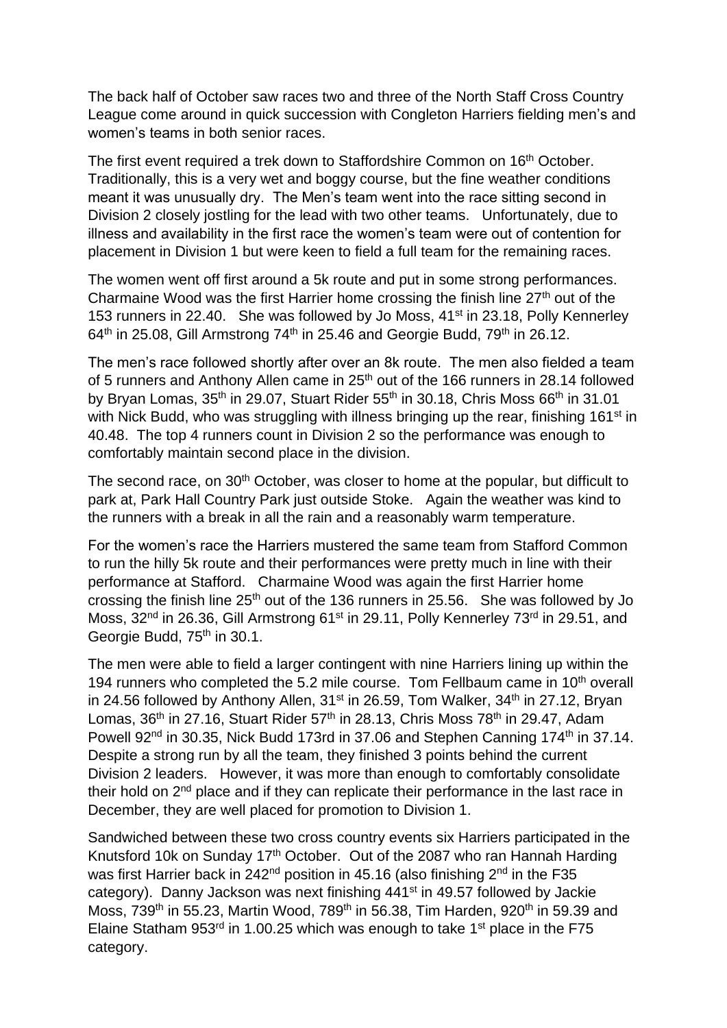The back half of October saw races two and three of the North Staff Cross Country League come around in quick succession with Congleton Harriers fielding men's and women's teams in both senior races.

The first event required a trek down to Staffordshire Common on 16th October. Traditionally, this is a very wet and boggy course, but the fine weather conditions meant it was unusually dry. The Men's team went into the race sitting second in Division 2 closely jostling for the lead with two other teams. Unfortunately, due to illness and availability in the first race the women's team were out of contention for placement in Division 1 but were keen to field a full team for the remaining races.

The women went off first around a 5k route and put in some strong performances. Charmaine Wood was the first Harrier home crossing the finish line 27th out of the 153 runners in 22.40. She was followed by Jo Moss, 41st in 23.18, Polly Kennerley 64th in 25.08, Gill Armstrong 74th in 25.46 and Georgie Budd, 79th in 26.12.

The men's race followed shortly after over an 8k route. The men also fielded a team of 5 runners and Anthony Allen came in 25th out of the 166 runners in 28.14 followed by Bryan Lomas, 35th in 29.07, Stuart Rider 55th in 30.18, Chris Moss 66th in 31.01 with Nick Budd, who was struggling with illness bringing up the rear, finishing 161st in 40.48. The top 4 runners count in Division 2 so the performance was enough to comfortably maintain second place in the division.

The second race, on 30th October, was closer to home at the popular, but difficult to park at, Park Hall Country Park just outside Stoke. Again the weather was kind to the runners with a break in all the rain and a reasonably warm temperature.

For the women's race the Harriers mustered the same team from Stafford Common to run the hilly 5k route and their performances were pretty much in line with their performance at Stafford. Charmaine Wood was again the first Harrier home crossing the finish line 25th out of the 136 runners in 25.56. She was followed by Jo Moss, 32nd in 26.36, Gill Armstrong 61st in 29.11, Polly Kennerley 73rd in 29.51, and Georgie Budd, 75th in 30.1.

The men were able to field a larger contingent with nine Harriers lining up within the 194 runners who completed the 5.2 mile course. Tom Fellbaum came in 10th overall in 24.56 followed by Anthony Allen, 31st in 26.59, Tom Walker, 34th in 27.12, Bryan Lomas, 36th in 27.16, Stuart Rider 57th in 28.13, Chris Moss 78th in 29.47, Adam Powell 92nd in 30.35, Nick Budd 173rd in 37.06 and Stephen Canning 174th in 37.14. Despite a strong run by all the team, they finished 3 points behind the current Division 2 leaders. However, it was more than enough to comfortably consolidate their hold on 2nd place and if they can replicate their performance in the last race in December, they are well placed for promotion to Division 1.

Sandwiched between these two cross country events six Harriers participated in the Knutsford 10k on Sunday 17th October. Out of the 2087 who ran Hannah Harding was first Harrier back in 242nd position in 45.16 (also finishing 2nd in the F35 category). Danny Jackson was next finishing 441st in 49.57 followed by Jackie Moss, 739th in 55.23, Martin Wood, 789th in 56.38, Tim Harden, 920th in 59.39 and Elaine Statham 953rd in 1.00.25 which was enough to take 1st place in the F75 category.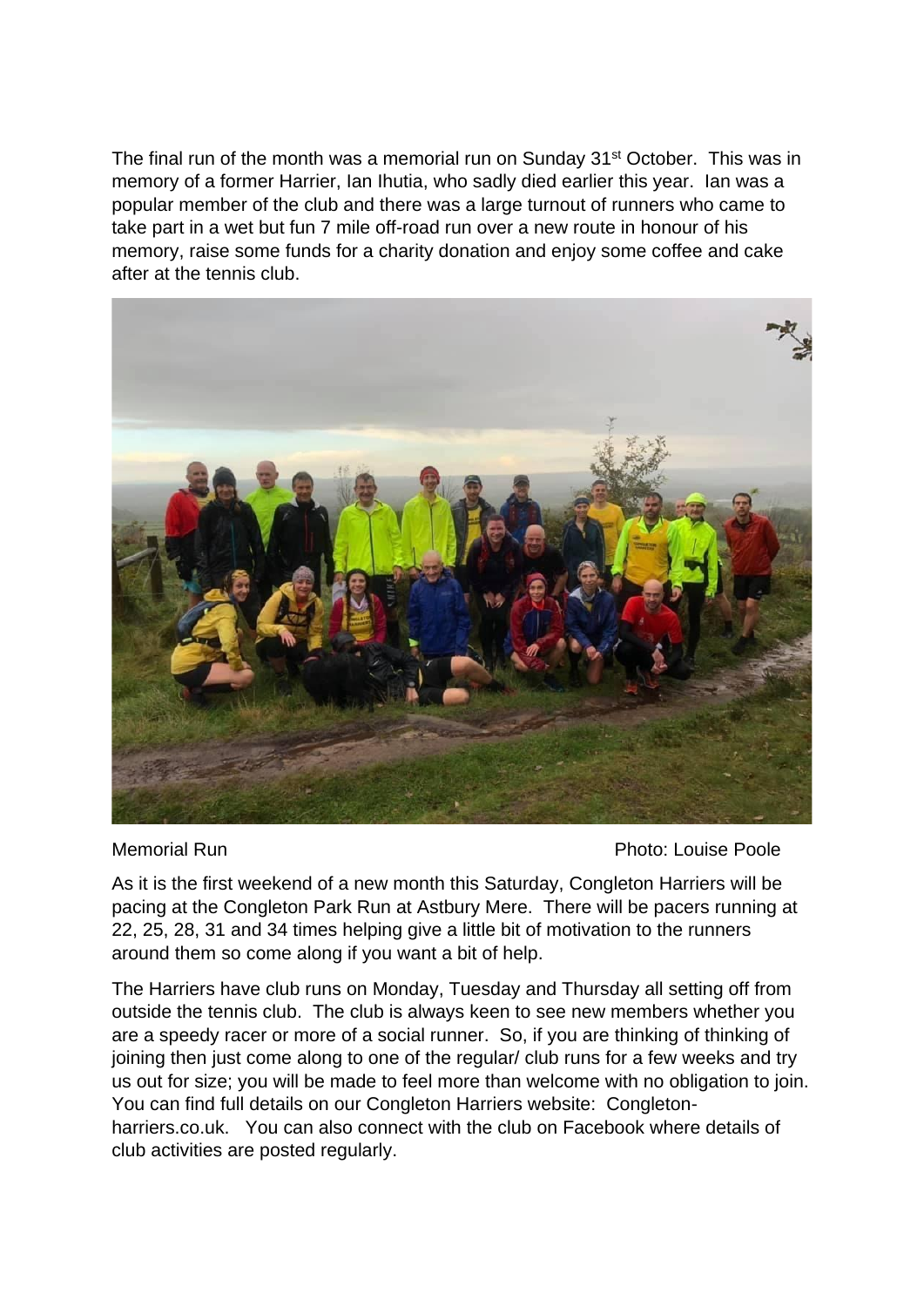The final run of the month was a memorial run on Sunday 31st October. This was in memory of a former Harrier, Ian Ihutia, who sadly died earlier this year. Ian was a popular member of the club and there was a large turnout of runners who came to take part in a wet but fun 7 mile off-road run over a new route in honour of his memory, raise some funds for a charity donation and enjoy some coffee and cake after at the tennis club.

Memorial Run Photo: Louise Poole

As it is the first weekend of a new month this Saturday, Congleton Harriers will be pacing at the Congleton Park Run at Astbury Mere. There will be pacers running at 22, 25, 28, 31 and 34 times helping give a little bit of motivation to the runners around them so come along if you want a bit of help.

The Harriers have club runs on Monday, Tuesday and Thursday all setting off from outside the tennis club. The club is always keen to see new members whether you are a speedy racer or more of a social runner. So, if you are thinking of thinking of joining then just come along to one of the regular/ club runs for a few weeks and try us out for size; you will be made to feel more than welcome with no obligation to join. You can find full details on our Congleton Harriers website: Congleton-harriers.co.uk. You can also connect with the club on Facebook where details of club activities are posted regularly.